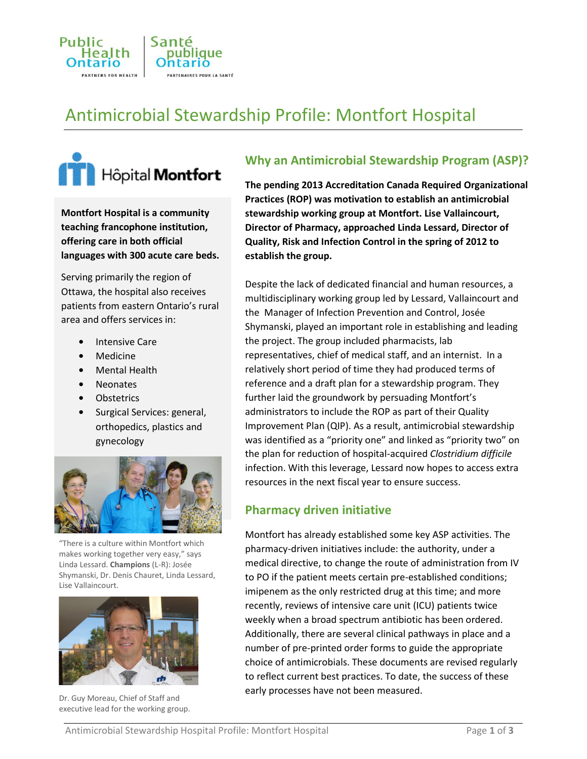# Antimicrobial Stewardship Profile: Montfort Hospital

**Montfort Hospital is a community teaching francophone institution, offering care in both official languages with 300 acute care beds.**

Serving primarily the region of Ottawa, the hospital also receives patients from eastern Ontario's rural area and offers services in:

- Intensive Care
- Medicine
- Mental Health
- Neonates
- Obstetrics
- Surgical Services: general, orthopedics, plastics and gynecology

"There is a culture within Montfort which makes working together very easy," says Linda Lessard. **Champions** (L-R): Josée Shymanski, Dr. Denis Chauret, Linda Lessard, Lise Vallaincourt.

Dr. Guy Moreau, Chief of Staff and executive lead for the working group.

## Why an Antimicrobial Stewardship Program (ASP)?

**The pending 2013 Accreditation Canada Required Organizational Practices (ROP) was motivation to establish an antimicrobial stewardship working group at Montfort. Lise Vallaincourt, Director of Pharmacy, approached Linda Lessard, Director of Quality, Risk and Infection Control in the spring of 2012 to establish the group.**

Despite the lack of dedicated financial and human resources, a multidisciplinary working group led by Lessard, Vallaincourt and the Manager of Infection Prevention and Control, Josée Shymanski, played an important role in establishing and leading the project. The group included pharmacists, lab representatives, chief of medical staff, and an internist. In a relatively short period of time they had produced terms of reference and a draft plan for a stewardship program. They further laid the groundwork by persuading Montfort's administrators to include the ROP as part of their Quality Improvement Plan (QIP). As a result, antimicrobial stewardship was identified as a "priority one" and linked as "priority two" on the plan for reduction of hospital-acquired *Clostridium difficile* infection. With this leverage, Lessard now hopes to access extra resources in the next fiscal year to ensure success.

## Pharmacy driven initiative

Montfort has already established some key ASP activities. The pharmacy-driven initiatives include: the authority, under a medical directive, to change the route of administration from IV to PO if the patient meets certain pre-established conditions; imipenem as the only restricted drug at this time; and more recently, reviews of intensive care unit (ICU) patients twice weekly when a broad spectrum antibiotic has been ordered. Additionally, there are several clinical pathways in place and a number of pre-printed order forms to guide the appropriate choice of antimicrobials. These documents are revised regularly to reflect current best practices. To date, the success of these early processes have not been measured.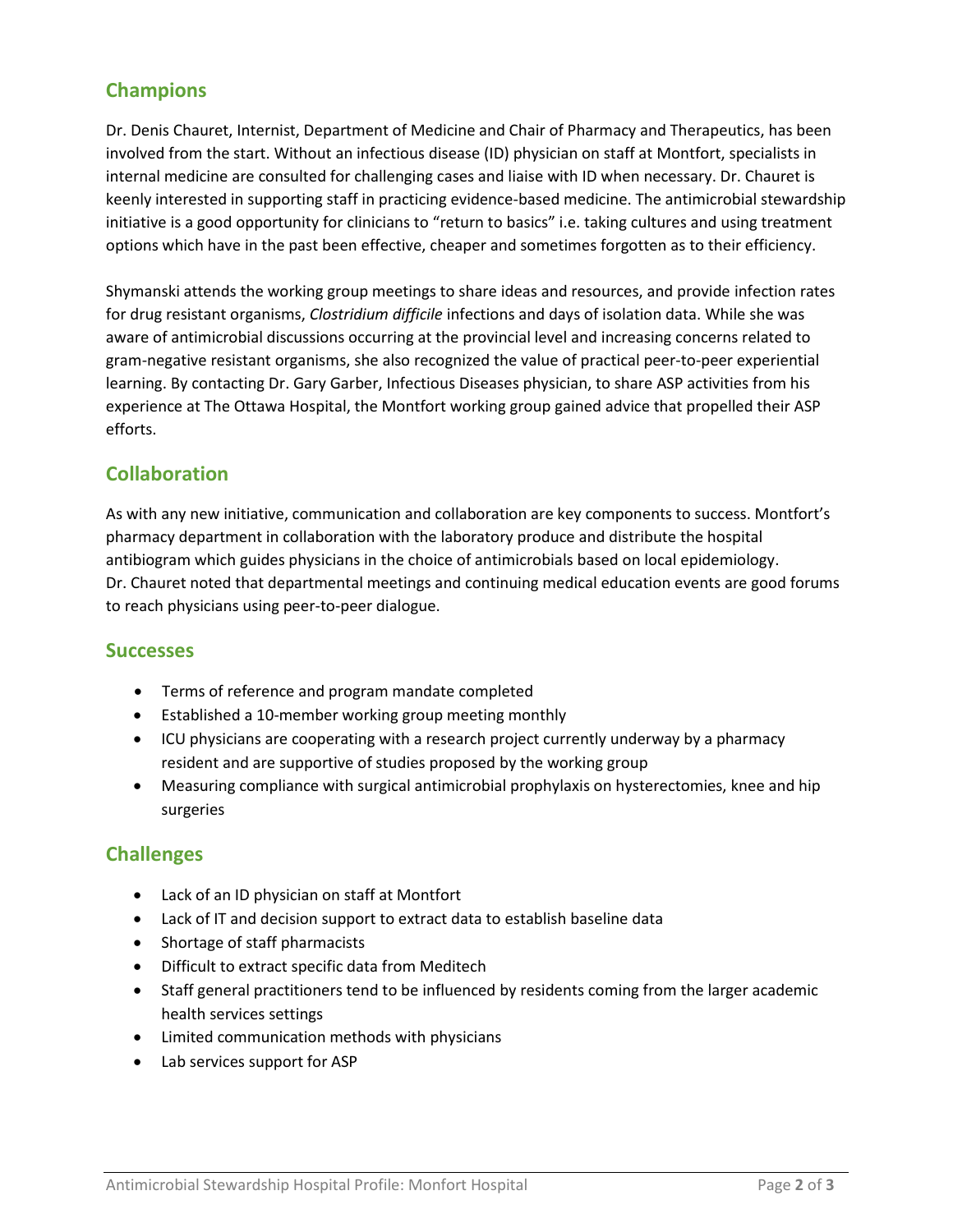## Champions

Dr. Denis Chauret, Internist, Department of Medicine and Chair of Pharmacy and Therapeutics, has been involved from the start. Without an infectious disease (ID) physician on staff at Montfort, specialists in internal medicine are consulted for challenging cases and liaise with ID when necessary. Dr. Chauret is keenly interested in supporting staff in practicing evidence-based medicine. The antimicrobial stewardship initiative is a good opportunity for clinicians to "return to basics" i.e. taking cultures and using treatment options which have in the past been effective, cheaper and sometimes forgotten as to their efficiency.

Shymanski attends the working group meetings to share ideas and resources, and provide infection rates for drug resistant organisms, *Clostridium difficile* infections and days of isolation data. While she was aware of antimicrobial discussions occurring at the provincial level and increasing concerns related to gram-negative resistant organisms, she also recognized the value of practical peer-to-peer experiential learning. By contacting Dr. Gary Garber, Infectious Diseases physician, to share ASP activities from his experience at The Ottawa Hospital, the Montfort working group gained advice that propelled their ASP efforts.

## Collaboration

As with any new initiative, communication and collaboration are key components to success. Montfort's pharmacy department in collaboration with the laboratory produce and distribute the hospital antibiogram which guides physicians in the choice of antimicrobials based on local epidemiology. Dr. Chauret noted that departmental meetings and continuing medical education events are good forums to reach physicians using peer-to-peer dialogue.

## Successes

- Terms of reference and program mandate completed
- Established a 10-member working group meeting monthly
- ICU physicians are cooperating with a research project currently underway by a pharmacy resident and are supportive of studies proposed by the working group
- Measuring compliance with surgical antimicrobial prophylaxis on hysterectomies, knee and hip surgeries

## Challenges

- Lack of an ID physician on staff at Montfort
- Lack of IT and decision support to extract data to establish baseline data
- Shortage of staff pharmacists
- Difficult to extract specific data from Meditech
- Staff general practitioners tend to be influenced by residents coming from the larger academic health services settings
- Limited communication methods with physicians
- Lab services support for ASP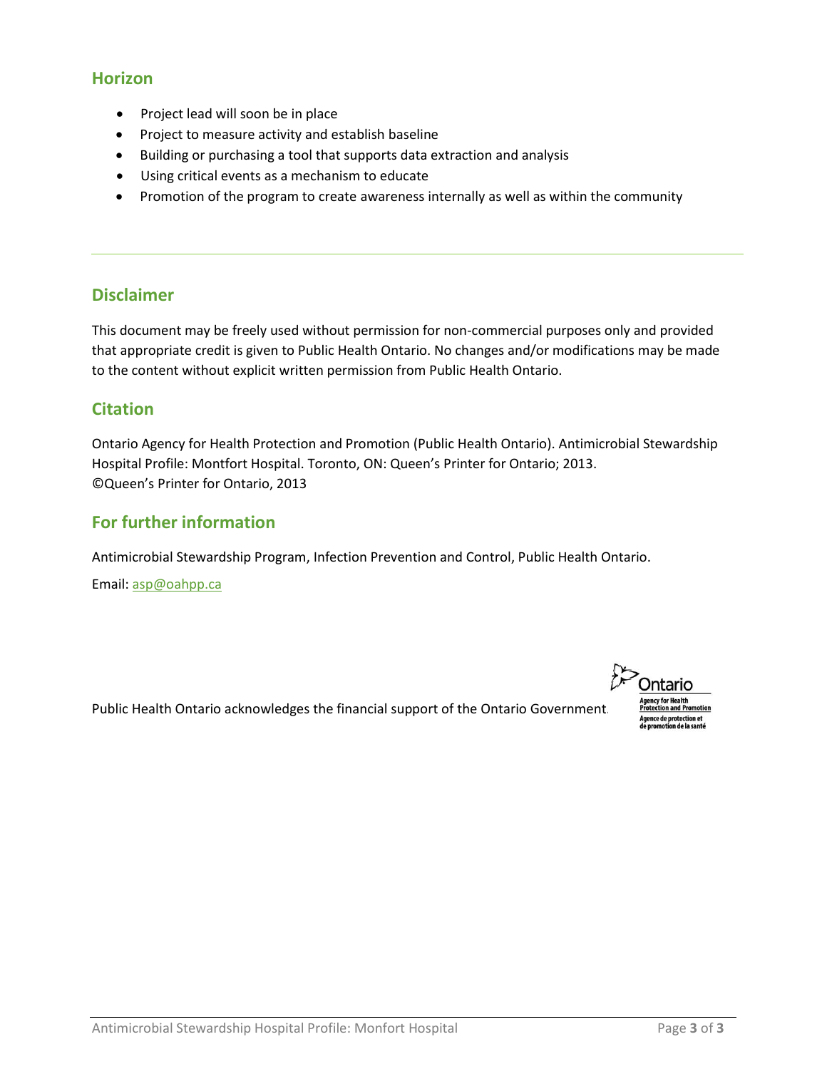## Horizon

- Project lead will soon be in place
- Project to measure activity and establish baseline
- Building or purchasing a tool that supports data extraction and analysis
- Using critical events as a mechanism to educate
- Promotion of the program to create awareness internally as well as within the community

---

## Disclaimer

This document may be freely used without permission for non-commercial purposes only and provided that appropriate credit is given to Public Health Ontario. No changes and/or modifications may be made to the content without explicit written permission from Public Health Ontario.

## Citation

Ontario Agency for Health Protection and Promotion (Public Health Ontario). Antimicrobial Stewardship Hospital Profile: Montfort Hospital. Toronto, ON: Queen's Printer for Ontario; 2013.
©Queen's Printer for Ontario, 2013

## For further information

Antimicrobial Stewardship Program, Infection Prevention and Control, Public Health Ontario.

Email: asp@oahpp.ca

Public Health Ontario acknowledges the financial support of the Ontario Government.

Ontario
Agency for Health Protection and Promotion
Agence de protection et de promotion de la santé